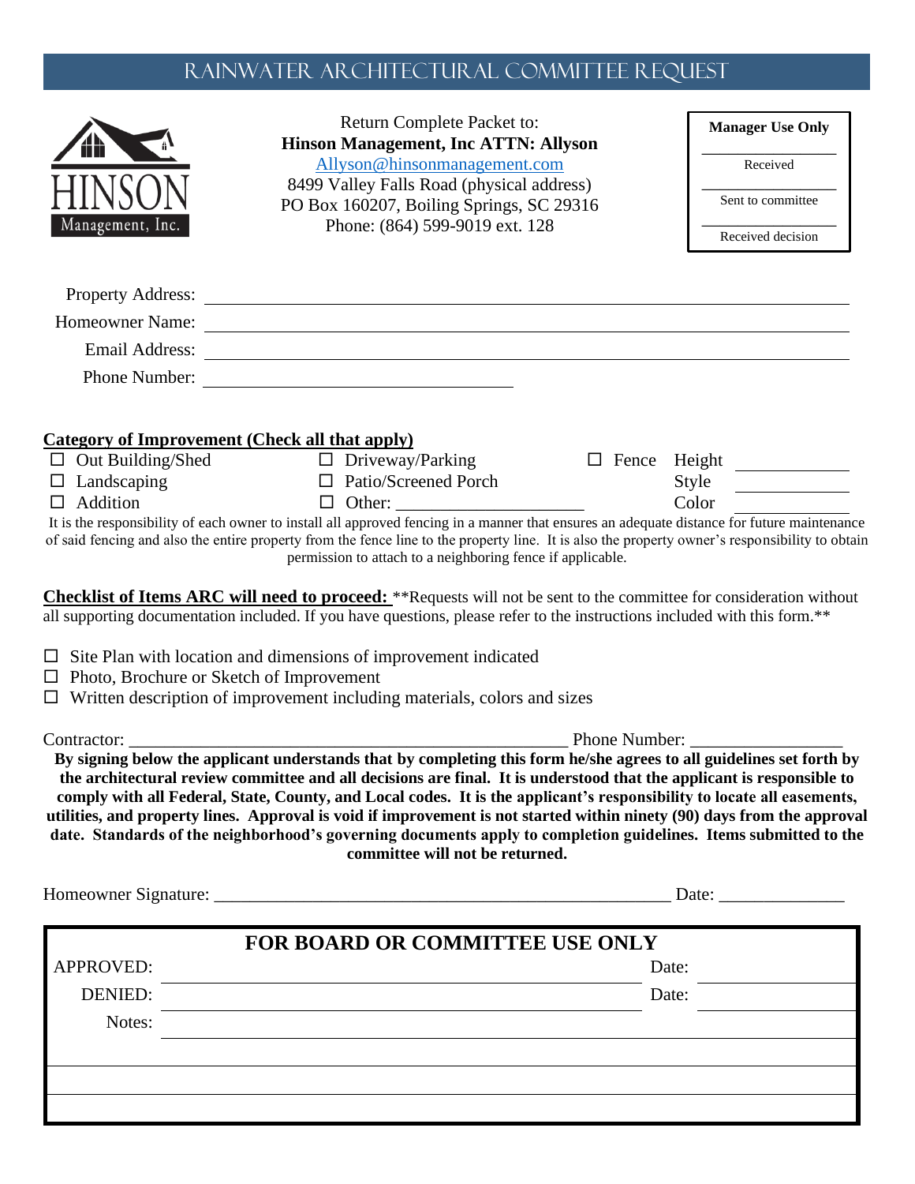# RAINWATER ARCHITECTURAL COMMITTEE REQUEST

HINSON Management, Inc.

Return Complete Packet to:
**Hinson Management, Inc ATTN: Allyson**
Allyson@hinsonmanagement.com
8499 Valley Falls Road (physical address)
PO Box 160207, Boiling Springs, SC 29316
Phone: (864) 599-9019 ext. 128

| **Manager Use Only** |
| --- |
| Received |
| Sent to committee |
| Received decision |

Property Address: ______________________________

Homeowner Name: ______________________________

Email Address: ______________________________

Phone Number: ______________________________

**Category of Improvement (Check all that apply)**

| | | |
| --- | --- | --- |
| ☐ Out Building/Shed | ☐ Driveway/Parking | ☐ Fence Height ________ |
| ☐ Landscaping | ☐ Patio/Screened Porch | Style ________ |
| ☐ Addition | ☐ Other: ____________________ | Color ________ |

It is the responsibility of each owner to install all approved fencing in a manner that ensures an adequate distance for future maintenance of said fencing and also the entire property from the fence line to the property line. It is also the property owner's responsibility to obtain permission to attach to a neighboring fence if applicable.

**Checklist of Items ARC will need to proceed:** **Requests will not be sent to the committee for consideration without all supporting documentation included. If you have questions, please refer to the instructions included with this form.**

☐ Site Plan with location and dimensions of improvement indicated
☐ Photo, Brochure or Sketch of Improvement
☐ Written description of improvement including materials, colors and sizes

Contractor: ______________________________ Phone Number: ________________

**By signing below the applicant understands that by completing this form he/she agrees to all guidelines set forth by the architectural review committee and all decisions are final. It is understood that the applicant is responsible to comply with all Federal, State, County, and Local codes. It is the applicant's responsibility to locate all easements, utilities, and property lines. Approval is void if improvement is not started within ninety (90) days from the approval date. Standards of the neighborhood's governing documents apply to completion guidelines. Items submitted to the committee will not be returned.**

Homeowner Signature: ______________________________ Date: ______________

**FOR BOARD OR COMMITTEE USE ONLY**

APPROVED: ______________________________ Date: ____________

DENIED: ______________________________ Date: ____________

Notes: ______________________________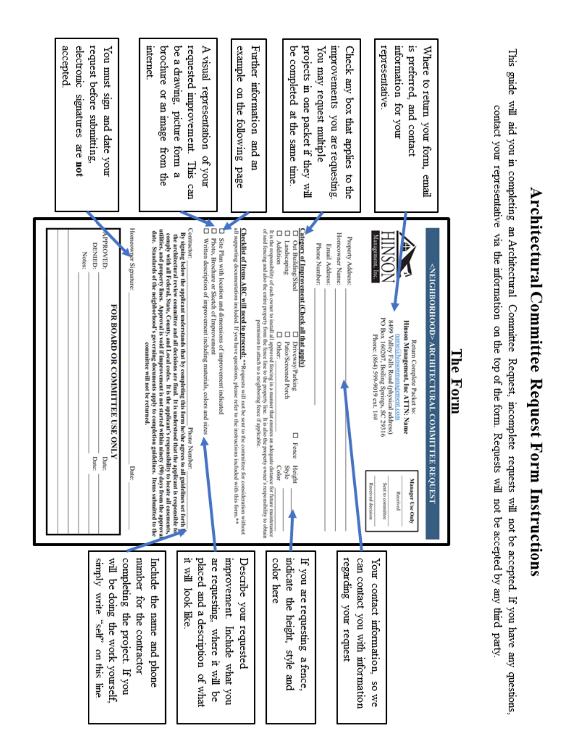# Architectural Committee Request Form Instructions

This guide will aid you in completing an Architectural Committee Request, incomplete requests will not be accepted. If you have any questions, contact your representative via the information on the top of the form. Requests will not be accepted by any third party.

## The Form

Where to return your form, email is preferred, and contact information for your representative.

Check any box that applies to the improvements you are requesting. You may request multiple projects in one packet if they will be completed at the same time.

Further information and an example on the following page

A visual representation of your requested improvement. This can be a drawing, picture form a brochure or an image from the internet.

You must sign and date your request before submitting, electronic signatures are **not** accepted.

---

**<NEIGHBORHOOD> ARCHITECTURAL COMMITTEE REQUEST**

HINSON Management, Inc.

Return Complete Packet to:
**Hinson Management, Inc ATTN: Name**
name@hinsonmanagement.com
8499 Valley Falls Road (physical address)
PO Box 160207, Boiling Springs, SC 29316
Phone: (864) 599-9019 ext. ###

| Manager Use Only |
|---|
| Received |
| Sent to committee |
| Received decision |

Property Address: ______
Homeowner Name: ______
Email Address: ______
Phone Number: ______

**Category of Improvement (Check all that apply)**

☐ Out Building/Shed ☐ Driveway/Parking ☐ Fence Height ______
☐ Landscaping ☐ Patio/Screened Porch Style ______
☐ Addition ☐ Other: ______ Color ______

It is the responsibility of each owner to install all approved fencing in a manner that ensures an adequate distance for future maintenance of said fencing and also the entire property from the fence line to the property line. It is also the property owner's responsibility to obtain permission to attach to a neighboring fence if applicable.

**Checklist of Items ARC will need to proceed:** **Requests will not be sent to the committee for consideration without all supporting documentation included. If you have questions, please refer to the instructions included with this form.**

☐ Site Plan with location and dimensions of improvement indicated
☐ Photo, Brochure or Sketch of Improvement
☐ Written description of improvement including materials, colors and sizes

Contractor: ______ Phone Number: ______

**By signing below the applicant understands that by completing this form he/she agrees to all guidelines set forth by the architectural review committee and all decisions are final. It is understood that the applicant is responsible to comply with all Federal, State, County, and Local codes. It is the applicant's responsibility to locate all easements, utilities, and property lines. Approval is void if improvement is not started within ninety (90) days from the approval date. Standards of the neighborhood's governing documents apply to completion guidelines. Items submitted to the committee will not be returned.**

Homeowner Signature: ______ Date: ______

**FOR BOARD OR COMMITTEE USE ONLY**

APPROVED: ______ Date: ______
DENIED: ______ Date: ______
Notes: ______

---

Your contact information, so we can contact you with information regarding your request

If you are requesting a fence, indicate the height, style and color here

Describe your requested improvement. Include what you are requesting, where it will be placed and a description of what it will look like.

Include the name and phone number for the contractor completing the project. If you will be doing the work yourself, simply write "self" on this line.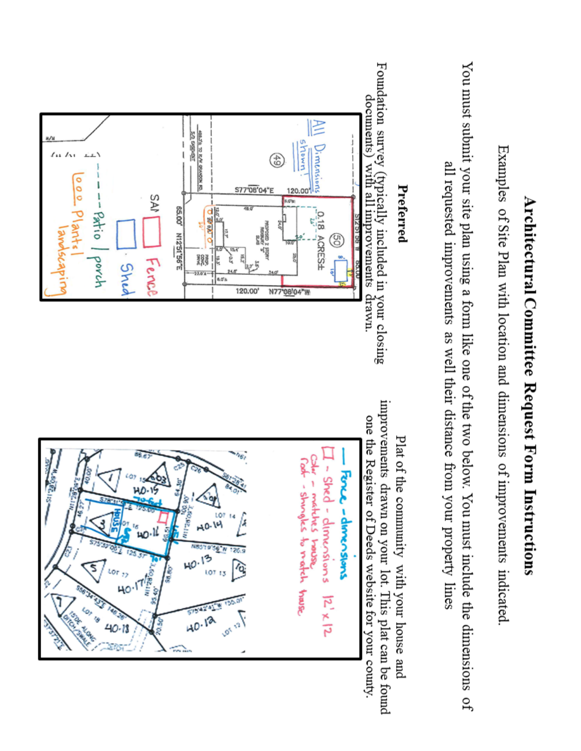# Architectural Committee Request Form Instructions

Examples of Site Plan with location and dimensions of improvements indicated.

You must submit your site plan using a form like one of the two below. You must include the dimensions of all requested improvements as well their distance from your property lines

**Preferred**

Foundation survey (typically included in your closing documents) with all improvements drawn.

All Dimensions shown!

0.18 ACRES±

S77°08'04"E 120.00'

N77°08'04"W 120.00'

N12°51'56"E 65.00'

PROPOSED 2 STORY ROXBURY "B" SLAB

Fence

Shed

Patio / porch

Plants / landscaping

Plat of the community with your house and improvements drawn on your lot. This plat can be found one the Register of Deeds website for your county.

Fence - dimensions

Shed - dimensions 12' x 12

Color - matches house

Roof - shingles to match house

HOUSE